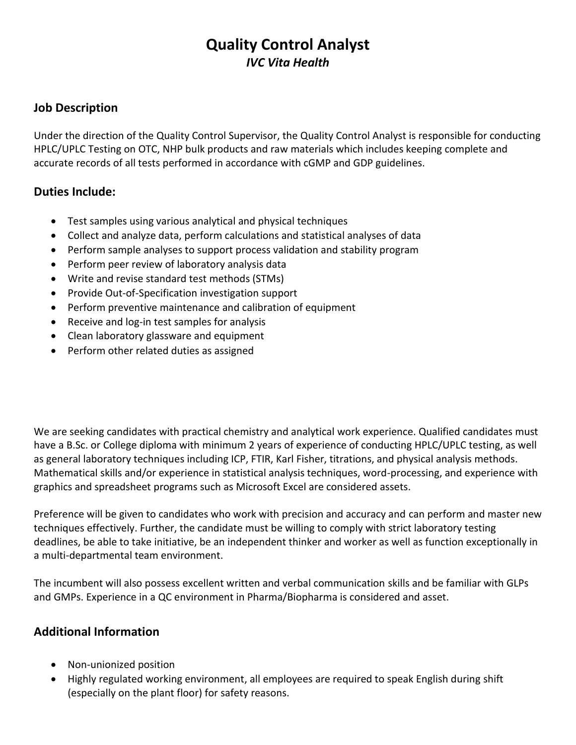# Quality Control Analyst

## *IVC Vita Health*

### Job Description

Under the direction of the Quality Control Supervisor, the Quality Control Analyst is responsible for conducting HPLC/UPLC Testing on OTC, NHP bulk products and raw materials which includes keeping complete and accurate records of all tests performed in accordance with cGMP and GDP guidelines.

### Duties Include:

- Test samples using various analytical and physical techniques
- Collect and analyze data, perform calculations and statistical analyses of data
- Perform sample analyses to support process validation and stability program
- Perform peer review of laboratory analysis data
- Write and revise standard test methods (STMs)
- Provide Out-of-Specification investigation support
- Perform preventive maintenance and calibration of equipment
- Receive and log-in test samples for analysis
- Clean laboratory glassware and equipment
- Perform other related duties as assigned

We are seeking candidates with practical chemistry and analytical work experience. Qualified candidates must have a B.Sc. or College diploma with minimum 2 years of experience of conducting HPLC/UPLC testing, as well as general laboratory techniques including ICP, FTIR, Karl Fisher, titrations, and physical analysis methods. Mathematical skills and/or experience in statistical analysis techniques, word-processing, and experience with graphics and spreadsheet programs such as Microsoft Excel are considered assets.

Preference will be given to candidates who work with precision and accuracy and can perform and master new techniques effectively. Further, the candidate must be willing to comply with strict laboratory testing deadlines, be able to take initiative, be an independent thinker and worker as well as function exceptionally in a multi-departmental team environment.

The incumbent will also possess excellent written and verbal communication skills and be familiar with GLPs and GMPs. Experience in a QC environment in Pharma/Biopharma is considered and asset.

### Additional Information

- Non-unionized position
- Highly regulated working environment, all employees are required to speak English during shift (especially on the plant floor) for safety reasons.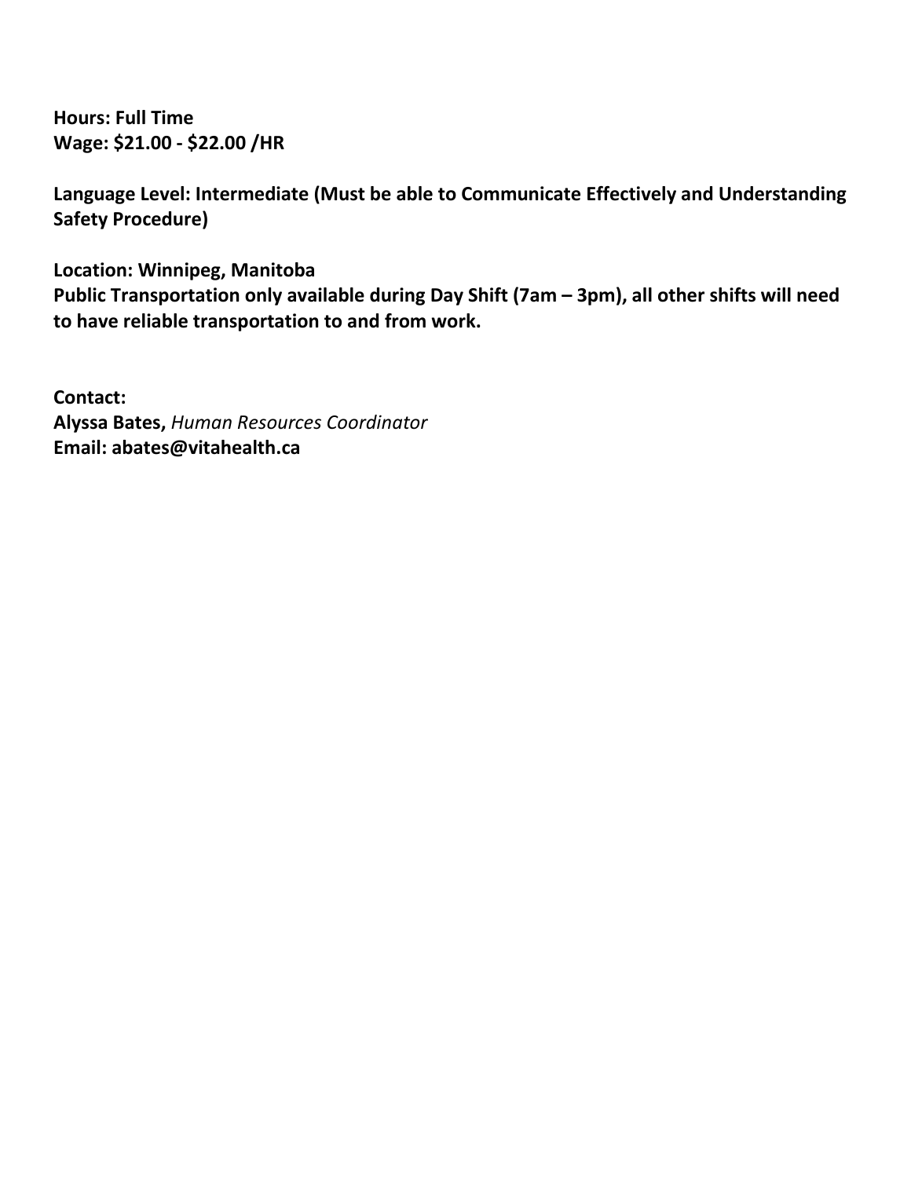**Hours: Full Time**
**Wage: $21.00 - $22.00 /HR**

**Language Level: Intermediate (Must be able to Communicate Effectively and Understanding Safety Procedure)**

**Location: Winnipeg, Manitoba**
**Public Transportation only available during Day Shift (7am – 3pm), all other shifts will need to have reliable transportation to and from work.**

**Contact:**
**Alyssa Bates,** *Human Resources Coordinator*
**Email: abates@vitahealth.ca**